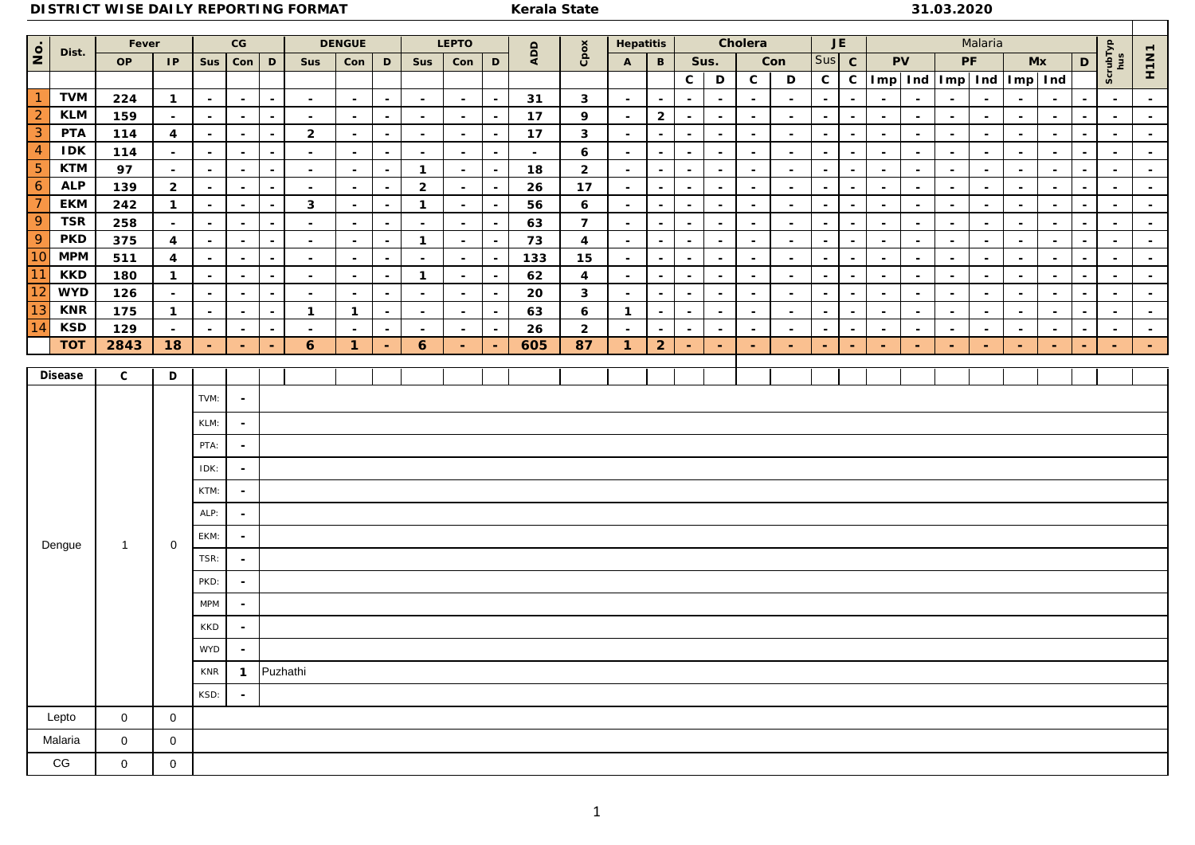**DISTRICT WISE DAILY REPORTING FORMAT** **Kerala State** **31.03.2020**

| No. | Dist. | Fever | | CG | | | DENGUE | | | LEPTO | | | ADD | Cpox | Hepatitis | | Cholera | | | | JE | | Malaria | | | | | | | ScrubTyphus | H1N1 |
|---|---|---|---|---|---|---|---|---|---|---|---|---|---|---|---|---|---|---|---|---|---|---|---|---|---|---|---|---|---|---|---|
| | | OP | IP | Sus | Con | D | Sus | Con | D | Sus | Con | D | | | A | B | Sus. | | Con | | Sus | C | PV | | PF | | Mx | | D | | |
| | | | | | | | | | | | | | | | | | C | D | C | D | C | C | Imp | Ind | Imp | Ind | Imp | Ind | | | |
| 1 | TVM | 224 | 1 | - | - | - | - | - | - | - | - | - | 31 | 3 | - | - | - | - | - | - | - | - | - | - | - | - | - | - | - | - | - |
| 2 | KLM | 159 | - | - | - | - | - | - | - | - | - | - | 17 | 9 | - | 2 | - | - | - | - | - | - | - | - | - | - | - | - | - | - | - |
| 3 | PTA | 114 | 4 | - | - | - | 2 | - | - | - | - | - | 17 | 3 | - | - | - | - | - | - | - | - | - | - | - | - | - | - | - | - | - |
| 4 | IDK | 114 | - | - | - | - | - | - | - | - | - | - | - | 6 | - | - | - | - | - | - | - | - | - | - | - | - | - | - | - | - | - |
| 5 | KTM | 97 | - | - | - | - | - | - | - | 1 | - | - | 18 | 2 | - | - | - | - | - | - | - | - | - | - | - | - | - | - | - | - | - |
| 6 | ALP | 139 | 2 | - | - | - | - | - | - | 2 | - | - | 26 | 17 | - | - | - | - | - | - | - | - | - | - | - | - | - | - | - | - | - |
| 7 | EKM | 242 | 1 | - | - | - | 3 | - | - | 1 | - | - | 56 | 6 | - | - | - | - | - | - | - | - | - | - | - | - | - | - | - | - | - |
| 9 | TSR | 258 | - | - | - | - | - | - | - | - | - | - | 63 | 7 | - | - | - | - | - | - | - | - | - | - | - | - | - | - | - | - | - |
| 9 | PKD | 375 | 4 | - | - | - | - | - | - | 1 | - | - | 73 | 4 | - | - | - | - | - | - | - | - | - | - | - | - | - | - | - | - | - |
| 10 | MPM | 511 | 4 | - | - | - | - | - | - | - | - | - | 133 | 15 | - | - | - | - | - | - | - | - | - | - | - | - | - | - | - | - | - |
| 11 | KKD | 180 | 1 | - | - | - | - | - | - | 1 | - | - | 62 | 4 | - | - | - | - | - | - | - | - | - | - | - | - | - | - | - | - | - |
| 12 | WYD | 126 | - | - | - | - | - | - | - | - | - | - | 20 | 3 | - | - | - | - | - | - | - | - | - | - | - | - | - | - | - | - | - |
| 13 | KNR | 175 | 1 | - | - | - | 1 | 1 | - | - | - | - | 63 | 6 | 1 | - | - | - | - | - | - | - | - | - | - | - | - | - | - | - | - |
| 14 | KSD | 129 | - | - | - | - | - | - | - | - | - | - | 26 | 2 | - | - | - | - | - | - | - | - | - | - | - | - | - | - | - | - | - |
| | TOT | 2843 | 18 | - | - | - | 6 | 1 | - | 6 | - | - | 605 | 87 | 1 | 2 | - | - | - | - | - | - | - | - | - | - | - | - | - | - | - |

| Disease | C | D | | | |
|---|---|---|---|---|---|
| Dengue | 1 | 0 | TVM: | - | |
| | | | KLM: | - | |
| | | | PTA: | - | |
| | | | IDK: | - | |
| | | | KTM: | - | |
| | | | ALP: | - | |
| | | | EKM: | - | |
| | | | TSR: | - | |
| | | | PKD: | - | |
| | | | MPM | - | |
| | | | KKD | - | |
| | | | WYD | - | |
| | | | KNR | 1 | Puzhathi |
| | | | KSD: | - | |
| Lepto | 0 | 0 | | | |
| Malaria | 0 | 0 | | | |
| CG | 0 | 0 | | | |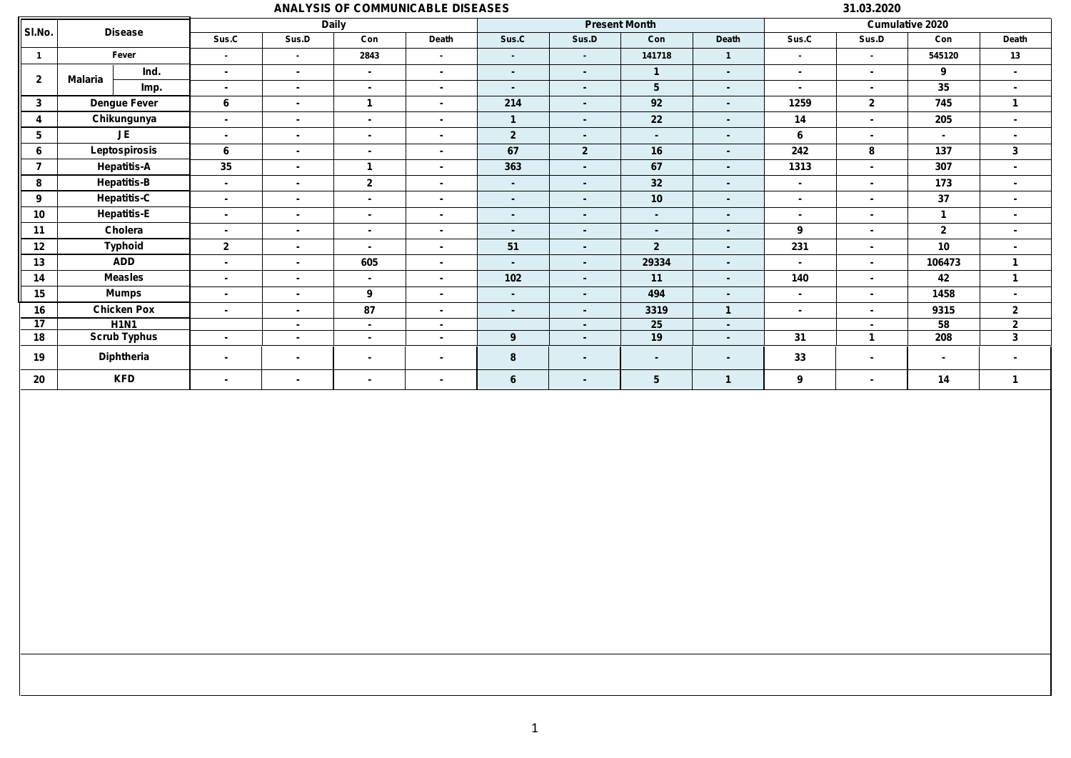## ANALYSIS OF COMMUNICABLE DISEASES

31.03.2020

| Sl.No. | Disease | | Daily | | | | Present Month | | | | Cumulative 2020 | | | |
|---|---|---|---|---|---|---|---|---|---|---|---|---|---|---|
| | | | Sus.C | Sus.D | Con | Death | Sus.C | Sus.D | Con | Death | Sus.C | Sus.D | Con | Death |
| 1 | Fever | | - | - | 2843 | - | - | - | 141718 | 1 | - | - | 545120 | 13 |
| 2 | Malaria | Ind. | - | - | - | - | - | - | 1 | - | - | - | 9 | - |
| | | Imp. | - | - | - | - | - | - | 5 | - | - | - | 35 | - |
| 3 | Dengue Fever | | 6 | - | 1 | - | 214 | - | 92 | - | 1259 | 2 | 745 | 1 |
| 4 | Chikungunya | | - | - | - | - | 1 | - | 22 | - | 14 | - | 205 | - |
| 5 | J E | | - | - | - | - | 2 | - | - | - | 6 | - | - | - |
| 6 | Leptospirosis | | 6 | - | - | - | 67 | 2 | 16 | - | 242 | 8 | 137 | 3 |
| 7 | Hepatitis-A | | 35 | - | 1 | - | 363 | - | 67 | - | 1313 | - | 307 | - |
| 8 | Hepatitis-B | | - | - | 2 | - | - | - | 32 | - | - | - | 173 | - |
| 9 | Hepatitis-C | | - | - | - | - | - | - | 10 | - | - | - | 37 | - |
| 10 | Hepatitis-E | | - | - | - | - | - | - | - | - | - | - | 1 | - |
| 11 | Cholera | | - | - | - | - | - | - | - | - | 9 | - | 2 | - |
| 12 | Typhoid | | 2 | - | - | - | 51 | - | 2 | - | 231 | - | 10 | - |
| 13 | ADD | | - | - | 605 | - | - | - | 29334 | - | - | - | 106473 | 1 |
| 14 | Measles | | - | - | - | - | 102 | - | 11 | - | 140 | - | 42 | 1 |
| 15 | Mumps | | - | - | 9 | - | - | - | 494 | - | - | - | 1458 | - |
| 16 | Chicken Pox | | - | - | 87 | - | - | - | 3319 | 1 | - | - | 9315 | 2 |
| 17 | H1N1 | | | - | - | - | | - | 25 | - | | - | 58 | 2 |
| 18 | Scrub Typhus | | - | - | - | - | 9 | - | 19 | - | 31 | 1 | 208 | 3 |
| 19 | Diphtheria | | - | - | - | - | 8 | - | - | - | 33 | - | - | - |
| 20 | KFD | | - | - | - | - | 6 | - | 5 | 1 | 9 | - | 14 | 1 |